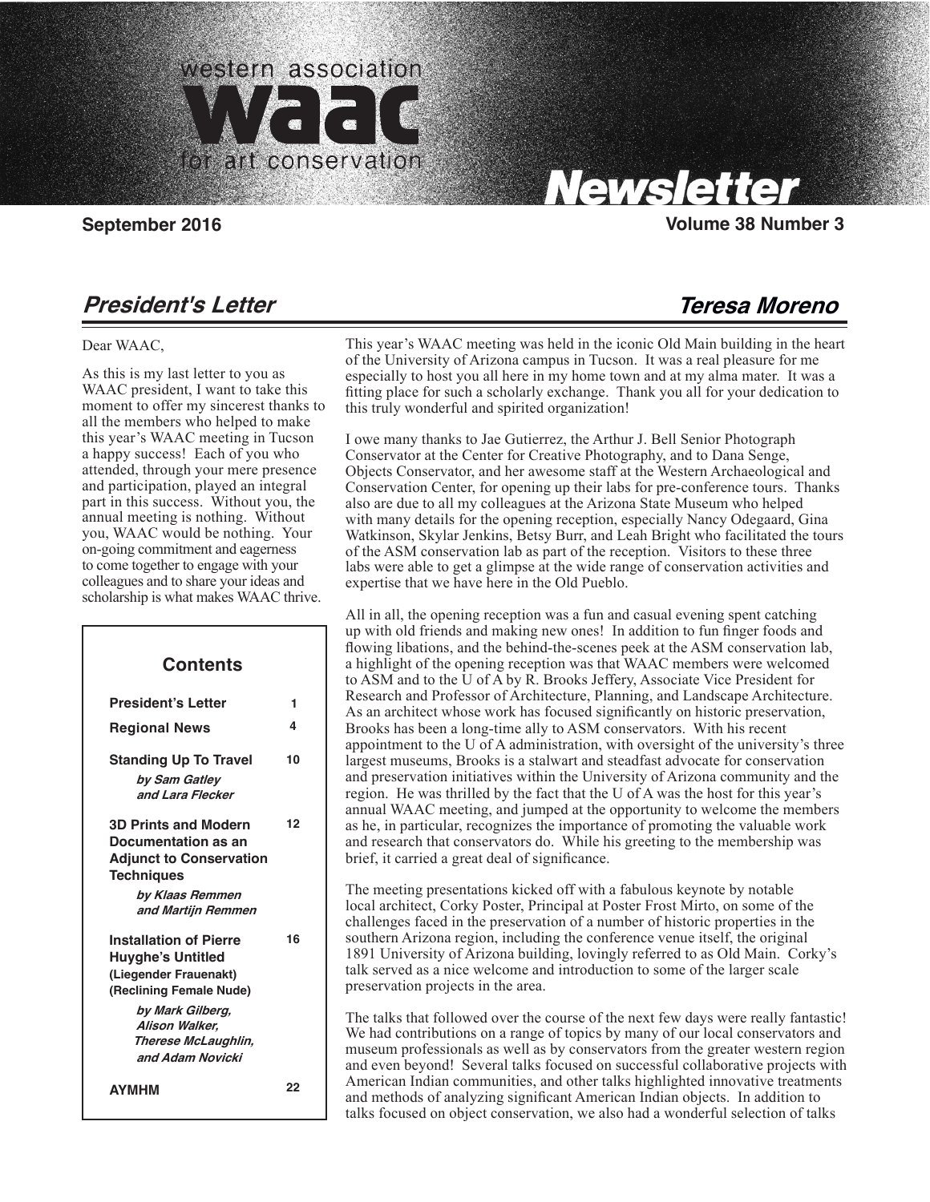# western association WAAC for art conservation

# Newsletter

**September 2016** **Volume 38 Number 3**

## *President's Letter* *Teresa Moreno*

Dear WAAC,

As this is my last letter to you as WAAC president, I want to take this moment to offer my sincerest thanks to all the members who helped to make this year's WAAC meeting in Tucson a happy success! Each of you who attended, through your mere presence and participation, played an integral part in this success. Without you, the annual meeting is nothing. Without you, WAAC would be nothing. Your on-going commitment and eagerness to come together to engage with your colleagues and to share your ideas and scholarship is what makes WAAC thrive.

| Contents | |
|---|---|
| **President's Letter** | 1 |
| **Regional News** | 4 |
| **Standing Up To Travel** *by Sam Gatley and Lara Flecker* | 10 |
| **3D Prints and Modern Documentation as an Adjunct to Conservation Techniques** *by Klaas Remmen and Martijn Remmen* | 12 |
| **Installation of Pierre Huyghe's Untitled (Liegender Frauenakt) (Reclining Female Nude)** *by Mark Gilberg, Alison Walker, Therese McLaughlin, and Adam Novicki* | 16 |
| **AYMHM** | 22 |

This year's WAAC meeting was held in the iconic Old Main building in the heart of the University of Arizona campus in Tucson. It was a real pleasure for me especially to host you all here in my home town and at my alma mater. It was a fitting place for such a scholarly exchange. Thank you all for your dedication to this truly wonderful and spirited organization!

I owe many thanks to Jae Gutierrez, the Arthur J. Bell Senior Photograph Conservator at the Center for Creative Photography, and to Dana Senge, Objects Conservator, and her awesome staff at the Western Archaeological and Conservation Center, for opening up their labs for pre-conference tours. Thanks also are due to all my colleagues at the Arizona State Museum who helped with many details for the opening reception, especially Nancy Odegaard, Gina Watkinson, Skylar Jenkins, Betsy Burr, and Leah Bright who facilitated the tours of the ASM conservation lab as part of the reception. Visitors to these three labs were able to get a glimpse at the wide range of conservation activities and expertise that we have here in the Old Pueblo.

All in all, the opening reception was a fun and casual evening spent catching up with old friends and making new ones! In addition to fun finger foods and flowing libations, and the behind-the-scenes peek at the ASM conservation lab, a highlight of the opening reception was that WAAC members were welcomed to ASM and to the U of A by R. Brooks Jeffery, Associate Vice President for Research and Professor of Architecture, Planning, and Landscape Architecture. As an architect whose work has focused significantly on historic preservation, Brooks has been a long-time ally to ASM conservators. With his recent appointment to the U of A administration, with oversight of the university's three largest museums, Brooks is a stalwart and steadfast advocate for conservation and preservation initiatives within the University of Arizona community and the region. He was thrilled by the fact that the U of A was the host for this year's annual WAAC meeting, and jumped at the opportunity to welcome the members as he, in particular, recognizes the importance of promoting the valuable work and research that conservators do. While his greeting to the membership was brief, it carried a great deal of significance.

The meeting presentations kicked off with a fabulous keynote by notable local architect, Corky Poster, Principal at Poster Frost Mirto, on some of the challenges faced in the preservation of a number of historic properties in the southern Arizona region, including the conference venue itself, the original 1891 University of Arizona building, lovingly referred to as Old Main. Corky's talk served as a nice welcome and introduction to some of the larger scale preservation projects in the area.

The talks that followed over the course of the next few days were really fantastic! We had contributions on a range of topics by many of our local conservators and museum professionals as well as by conservators from the greater western region and even beyond! Several talks focused on successful collaborative projects with American Indian communities, and other talks highlighted innovative treatments and methods of analyzing significant American Indian objects. In addition to talks focused on object conservation, we also had a wonderful selection of talks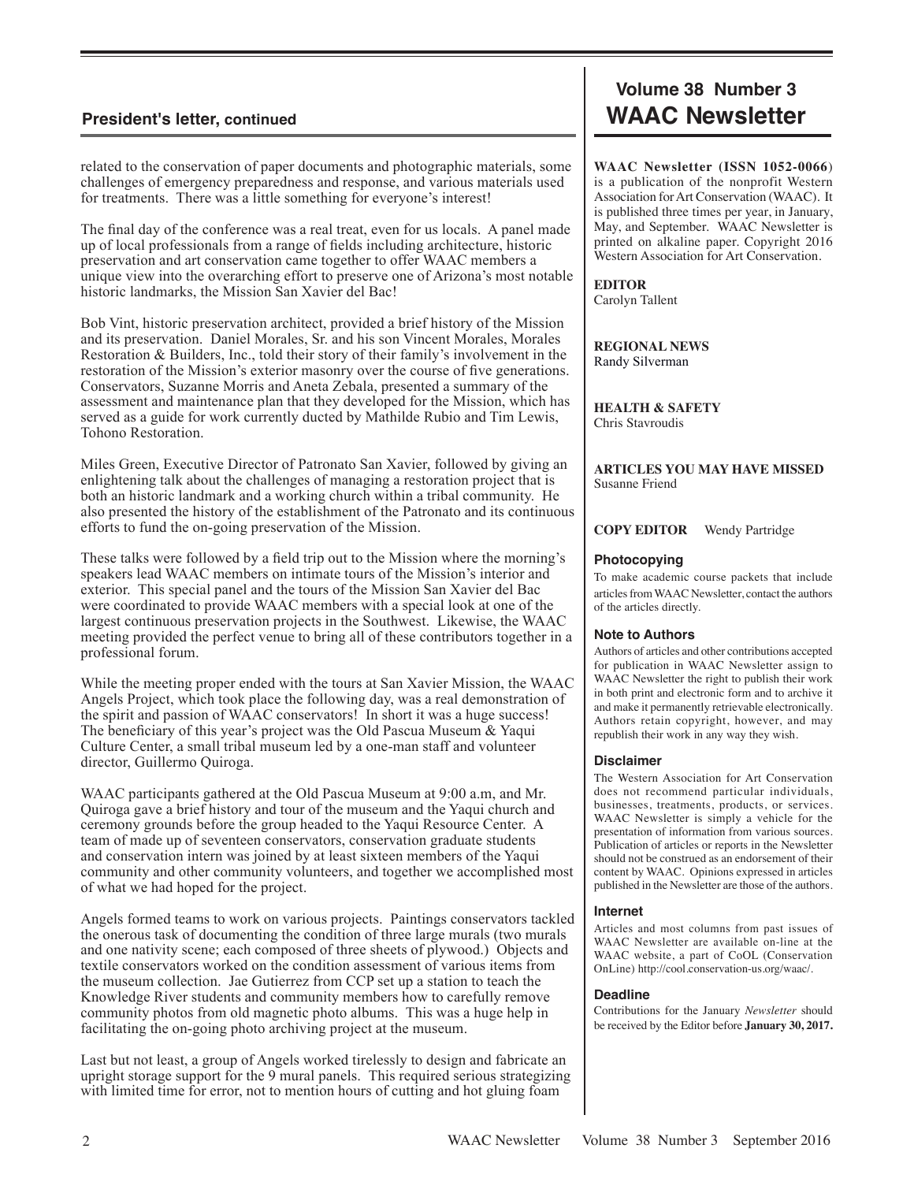## President's letter, continued

related to the conservation of paper documents and photographic materials, some challenges of emergency preparedness and response, and various materials used for treatments. There was a little something for everyone's interest!

The final day of the conference was a real treat, even for us locals. A panel made up of local professionals from a range of fields including architecture, historic preservation and art conservation came together to offer WAAC members a unique view into the overarching effort to preserve one of Arizona's most notable historic landmarks, the Mission San Xavier del Bac!

Bob Vint, historic preservation architect, provided a brief history of the Mission and its preservation. Daniel Morales, Sr. and his son Vincent Morales, Morales Restoration & Builders, Inc., told their story of their family's involvement in the restoration of the Mission's exterior masonry over the course of five generations. Conservators, Suzanne Morris and Aneta Zebala, presented a summary of the assessment and maintenance plan that they developed for the Mission, which has served as a guide for work currently ducted by Mathilde Rubio and Tim Lewis, Tohono Restoration.

Miles Green, Executive Director of Patronato San Xavier, followed by giving an enlightening talk about the challenges of managing a restoration project that is both an historic landmark and a working church within a tribal community. He also presented the history of the establishment of the Patronato and its continuous efforts to fund the on-going preservation of the Mission.

These talks were followed by a field trip out to the Mission where the morning's speakers lead WAAC members on intimate tours of the Mission's interior and exterior. This special panel and the tours of the Mission San Xavier del Bac were coordinated to provide WAAC members with a special look at one of the largest continuous preservation projects in the Southwest. Likewise, the WAAC meeting provided the perfect venue to bring all of these contributors together in a professional forum.

While the meeting proper ended with the tours at San Xavier Mission, the WAAC Angels Project, which took place the following day, was a real demonstration of the spirit and passion of WAAC conservators! In short it was a huge success! The beneficiary of this year's project was the Old Pascua Museum & Yaqui Culture Center, a small tribal museum led by a one-man staff and volunteer director, Guillermo Quiroga.

WAAC participants gathered at the Old Pascua Museum at 9:00 a.m, and Mr. Quiroga gave a brief history and tour of the museum and the Yaqui church and ceremony grounds before the group headed to the Yaqui Resource Center. A team of made up of seventeen conservators, conservation graduate students and conservation intern was joined by at least sixteen members of the Yaqui community and other community volunteers, and together we accomplished most of what we had hoped for the project.

Angels formed teams to work on various projects. Paintings conservators tackled the onerous task of documenting the condition of three large murals (two murals and one nativity scene; each composed of three sheets of plywood.) Objects and textile conservators worked on the condition assessment of various items from the museum collection. Jae Gutierrez from CCP set up a station to teach the Knowledge River students and community members how to carefully remove community photos from old magnetic photo albums. This was a huge help in facilitating the on-going photo archiving project at the museum.

Last but not least, a group of Angels worked tirelessly to design and fabricate an upright storage support for the 9 mural panels. This required serious strategizing with limited time for error, not to mention hours of cutting and hot gluing foam

# Volume 38 Number 3
# WAAC Newsletter

**WAAC Newsletter (ISSN 1052-0066)** is a publication of the nonprofit Western Association for Art Conservation (WAAC). It is published three times per year, in January, May, and September. WAAC Newsletter is printed on alkaline paper. Copyright 2016 Western Association for Art Conservation.

**EDITOR**
Carolyn Tallent

**REGIONAL NEWS**
Randy Silverman

**HEALTH & SAFETY**
Chris Stavroudis

**ARTICLES YOU MAY HAVE MISSED**
Susanne Friend

**COPY EDITOR** Wendy Partridge

### Photocopying

To make academic course packets that include articles from WAAC Newsletter, contact the authors of the articles directly.

### Note to Authors

Authors of articles and other contributions accepted for publication in WAAC Newsletter assign to WAAC Newsletter the right to publish their work in both print and electronic form and to archive it and make it permanently retrievable electronically. Authors retain copyright, however, and may republish their work in any way they wish.

### Disclaimer

The Western Association for Art Conservation does not recommend particular individuals, businesses, treatments, products, or services. WAAC Newsletter is simply a vehicle for the presentation of information from various sources. Publication of articles or reports in the Newsletter should not be construed as an endorsement of their content by WAAC. Opinions expressed in articles published in the Newsletter are those of the authors.

### Internet

Articles and most columns from past issues of WAAC Newsletter are available on-line at the WAAC website, a part of CoOL (Conservation OnLine) http://cool.conservation-us.org/waac/.

### Deadline

Contributions for the January *Newsletter* should be received by the Editor before **January 30, 2017.**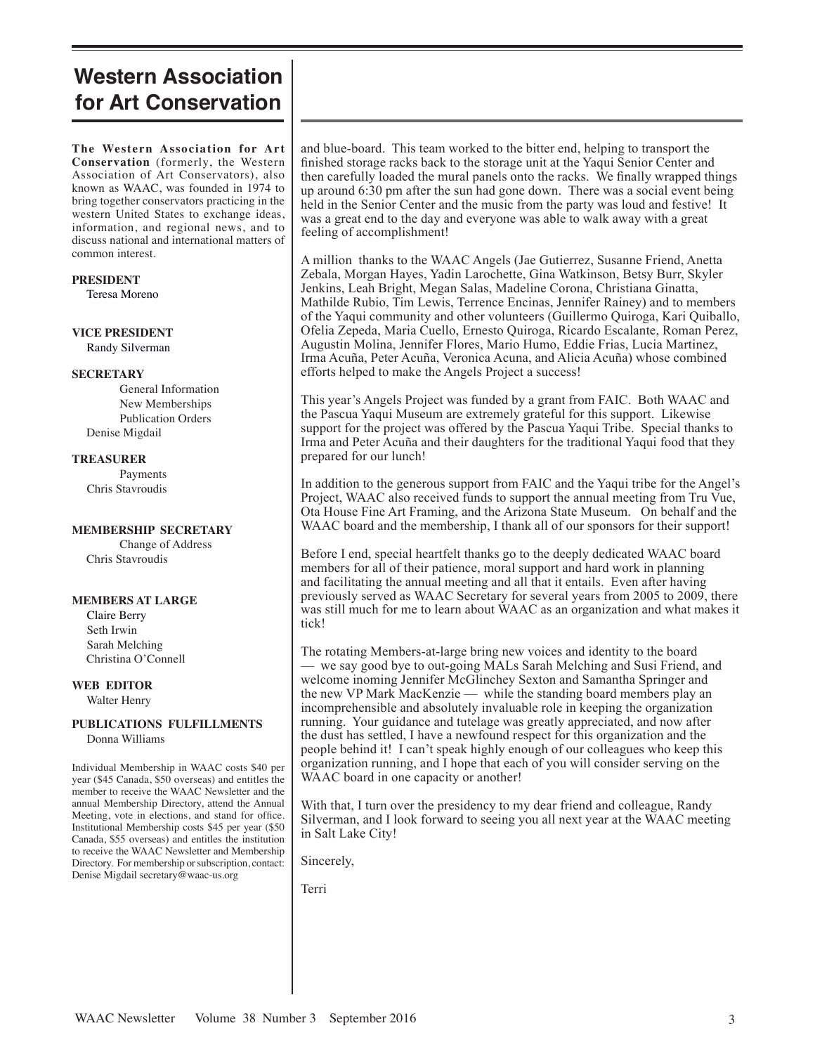# Western Association for Art Conservation

**The Western Association for Art Conservation** (formerly, the Western Association of Art Conservators), also known as WAAC, was founded in 1974 to bring together conservators practicing in the western United States to exchange ideas, information, and regional news, and to discuss national and international matters of common interest.

**PRESIDENT**
Teresa Moreno

**VICE PRESIDENT**
Randy Silverman

**SECRETARY**
General Information
New Memberships
Publication Orders
Denise Migdail

**TREASURER**
Payments
Chris Stavroudis

**MEMBERSHIP SECRETARY**
Change of Address
Chris Stavroudis

**MEMBERS AT LARGE**
Claire Berry
Seth Irwin
Sarah Melching
Christina O'Connell

**WEB EDITOR**
Walter Henry

**PUBLICATIONS FULFILLMENTS**
Donna Williams

Individual Membership in WAAC costs $40 per year ($45 Canada, $50 overseas) and entitles the member to receive the WAAC Newsletter and the annual Membership Directory, attend the Annual Meeting, vote in elections, and stand for office. Institutional Membership costs $45 per year ($50 Canada, $55 overseas) and entitles the institution to receive the WAAC Newsletter and Membership Directory. For membership or subscription, contact: Denise Migdail secretary@waac-us.org

and blue-board. This team worked to the bitter end, helping to transport the finished storage racks back to the storage unit at the Yaqui Senior Center and then carefully loaded the mural panels onto the racks. We finally wrapped things up around 6:30 pm after the sun had gone down. There was a social event being held in the Senior Center and the music from the party was loud and festive! It was a great end to the day and everyone was able to walk away with a great feeling of accomplishment!

A million thanks to the WAAC Angels (Jae Gutierrez, Susanne Friend, Anetta Zebala, Morgan Hayes, Yadin Larochette, Gina Watkinson, Betsy Burr, Skyler Jenkins, Leah Bright, Megan Salas, Madeline Corona, Christiana Ginatta, Mathilde Rubio, Tim Lewis, Terrence Encinas, Jennifer Rainey) and to members of the Yaqui community and other volunteers (Guillermo Quiroga, Kari Quiballo, Ofelia Zepeda, Maria Cuello, Ernesto Quiroga, Ricardo Escalante, Roman Perez, Augustin Molina, Jennifer Flores, Mario Humo, Eddie Frias, Lucia Martinez, Irma Acuña, Peter Acuña, Veronica Acuna, and Alicia Acuña) whose combined efforts helped to make the Angels Project a success!

This year's Angels Project was funded by a grant from FAIC. Both WAAC and the Pascua Yaqui Museum are extremely grateful for this support. Likewise support for the project was offered by the Pascua Yaqui Tribe. Special thanks to Irma and Peter Acuña and their daughters for the traditional Yaqui food that they prepared for our lunch!

In addition to the generous support from FAIC and the Yaqui tribe for the Angel's Project, WAAC also received funds to support the annual meeting from Tru Vue, Ota House Fine Art Framing, and the Arizona State Museum. On behalf and the WAAC board and the membership, I thank all of our sponsors for their support!

Before I end, special heartfelt thanks go to the deeply dedicated WAAC board members for all of their patience, moral support and hard work in planning and facilitating the annual meeting and all that it entails. Even after having previously served as WAAC Secretary for several years from 2005 to 2009, there was still much for me to learn about WAAC as an organization and what makes it tick!

The rotating Members-at-large bring new voices and identity to the board — we say good bye to out-going MALs Sarah Melching and Susi Friend, and welcome inoming Jennifer McGlinchey Sexton and Samantha Springer and the new VP Mark MacKenzie — while the standing board members play an incomprehensible and absolutely invaluable role in keeping the organization running. Your guidance and tutelage was greatly appreciated, and now after the dust has settled, I have a newfound respect for this organization and the people behind it! I can't speak highly enough of our colleagues who keep this organization running, and I hope that each of you will consider serving on the WAAC board in one capacity or another!

With that, I turn over the presidency to my dear friend and colleague, Randy Silverman, and I look forward to seeing you all next year at the WAAC meeting in Salt Lake City!

Sincerely,

Terri